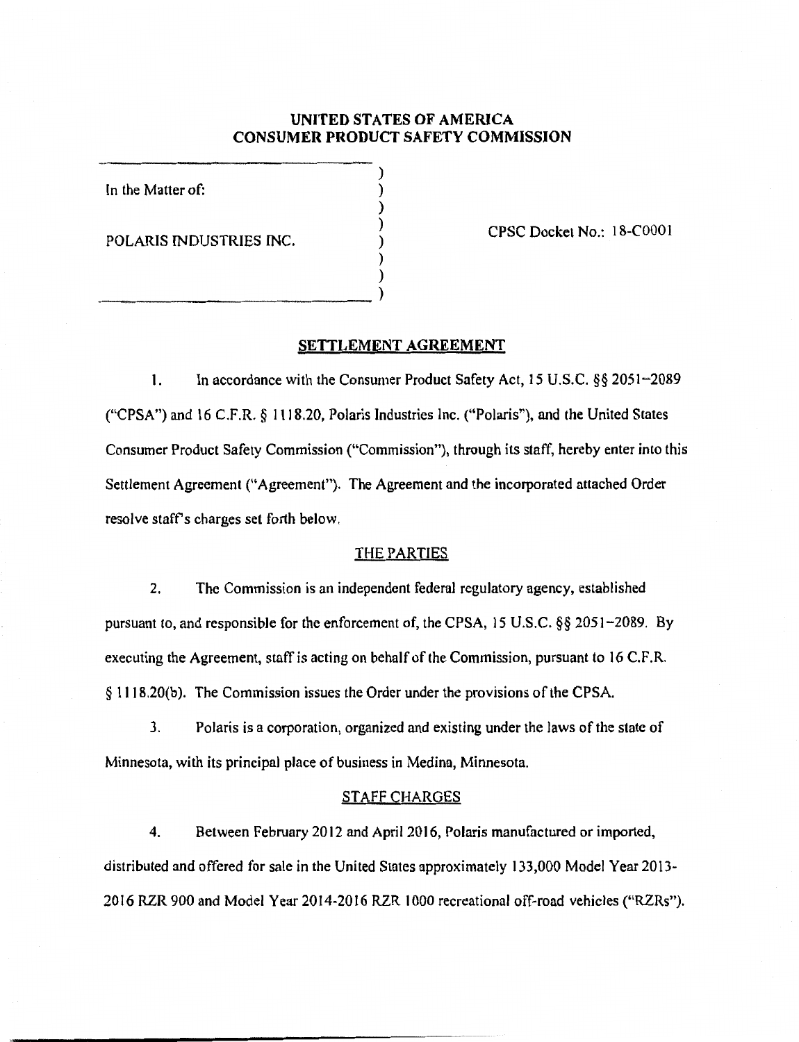# UNITED STATES OF AMERICA
# CONSUMER PRODUCT SAFETY COMMISSION

In the Matter of:

POLARIS INDUSTRIES INC.

CPSC Docket No.: 18-C0001

## SETTLEMENT AGREEMENT

1. In accordance with the Consumer Product Safety Act, 15 U.S.C. §§ 2051–2089 ("CPSA") and 16 C.F.R. § 1118.20, Polaris Industries Inc. ("Polaris"), and the United States Consumer Product Safety Commission ("Commission"), through its staff, hereby enter into this Settlement Agreement ("Agreement"). The Agreement and the incorporated attached Order resolve staff's charges set forth below.

### THE PARTIES

2. The Commission is an independent federal regulatory agency, established pursuant to, and responsible for the enforcement of, the CPSA, 15 U.S.C. §§ 2051–2089. By executing the Agreement, staff is acting on behalf of the Commission, pursuant to 16 C.F.R. § 1118.20(b). The Commission issues the Order under the provisions of the CPSA.

3. Polaris is a corporation, organized and existing under the laws of the state of Minnesota, with its principal place of business in Medina, Minnesota.

### STAFF CHARGES

4. Between February 2012 and April 2016, Polaris manufactured or imported, distributed and offered for sale in the United States approximately 133,000 Model Year 2013-2016 RZR 900 and Model Year 2014-2016 RZR 1000 recreational off-road vehicles ("RZRs").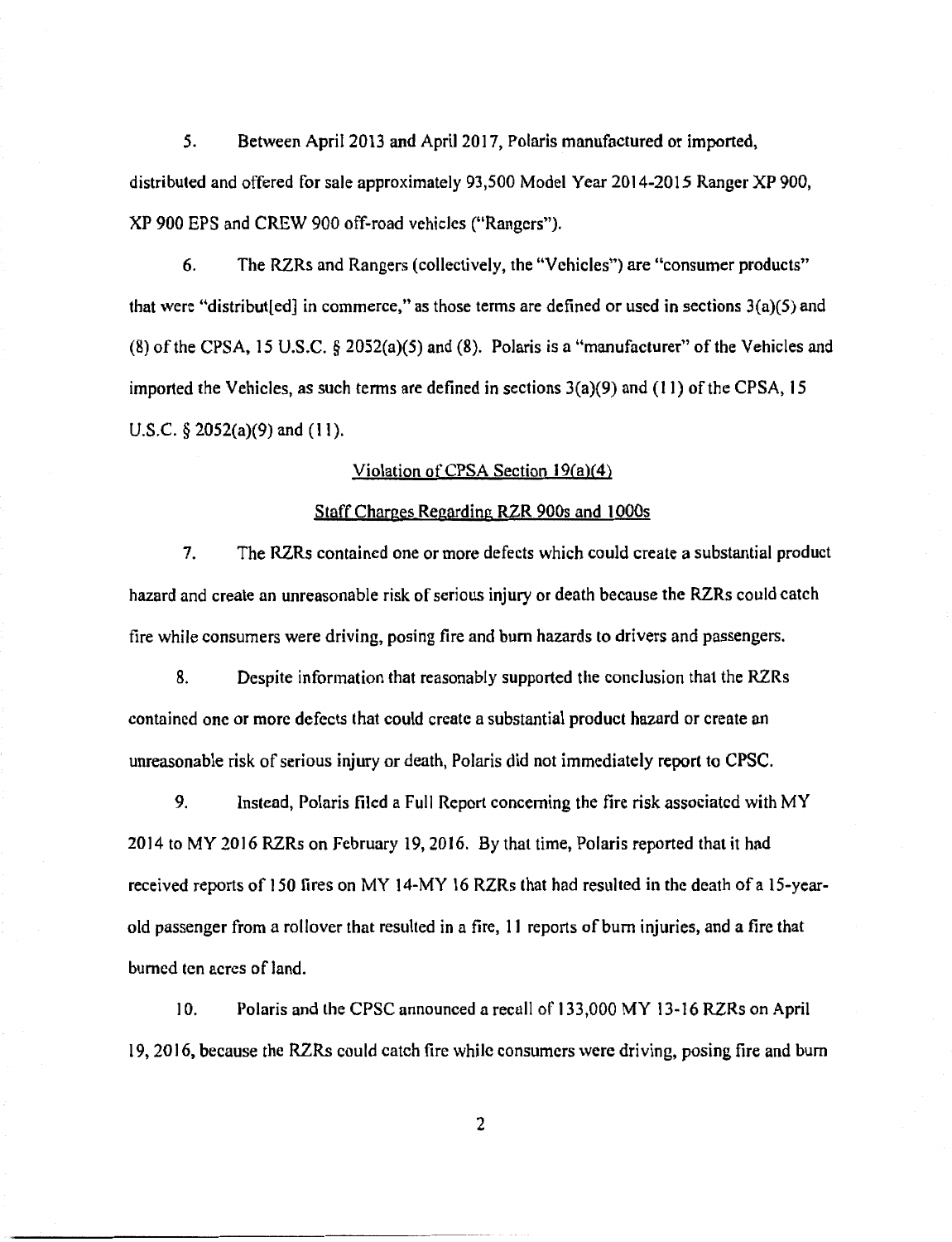5. Between April 2013 and April 2017, Polaris manufactured or imported, distributed and offered for sale approximately 93,500 Model Year 2014-2015 Ranger XP 900, XP 900 EPS and CREW 900 off-road vehicles ("Rangers").

6. The RZRs and Rangers (collectively, the "Vehicles") are "consumer products" that were "distribut[ed] in commerce," as those terms are defined or used in sections 3(a)(5) and (8) of the CPSA, 15 U.S.C. § 2052(a)(5) and (8). Polaris is a "manufacturer" of the Vehicles and imported the Vehicles, as such terms are defined in sections 3(a)(9) and (11) of the CPSA, 15 U.S.C. § 2052(a)(9) and (11).

Violation of CPSA Section 19(a)(4)

Staff Charges Regarding RZR 900s and 1000s

7. The RZRs contained one or more defects which could create a substantial product hazard and create an unreasonable risk of serious injury or death because the RZRs could catch fire while consumers were driving, posing fire and burn hazards to drivers and passengers.

8. Despite information that reasonably supported the conclusion that the RZRs contained one or more defects that could create a substantial product hazard or create an unreasonable risk of serious injury or death, Polaris did not immediately report to CPSC.

9. Instead, Polaris filed a Full Report concerning the fire risk associated with MY 2014 to MY 2016 RZRs on February 19, 2016. By that time, Polaris reported that it had received reports of 150 fires on MY 14-MY 16 RZRs that had resulted in the death of a 15-year-old passenger from a rollover that resulted in a fire, 11 reports of burn injuries, and a fire that burned ten acres of land.

10. Polaris and the CPSC announced a recall of 133,000 MY 13-16 RZRs on April 19, 2016, because the RZRs could catch fire while consumers were driving, posing fire and burn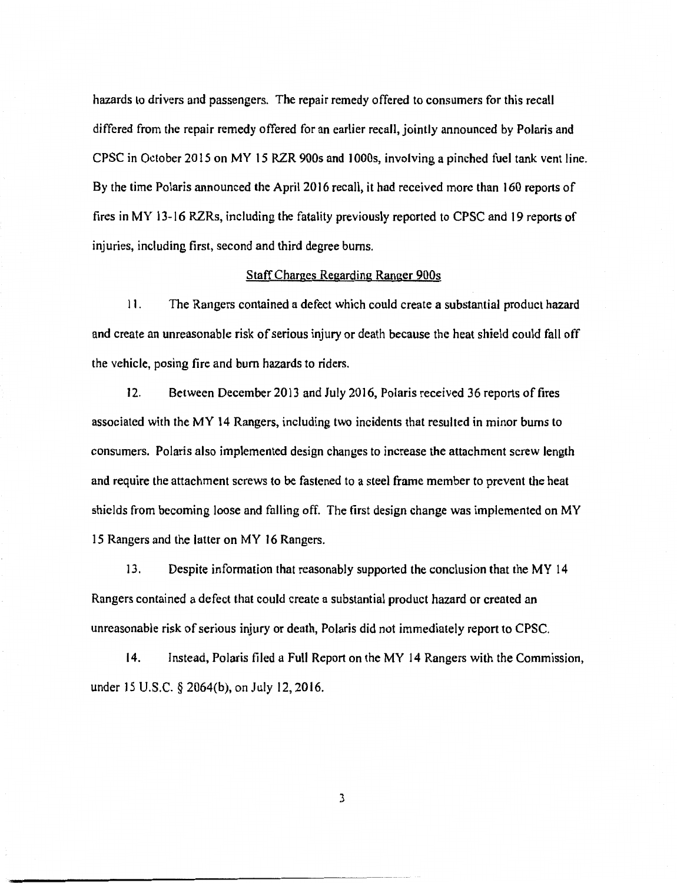hazards to drivers and passengers. The repair remedy offered to consumers for this recall differed from the repair remedy offered for an earlier recall, jointly announced by Polaris and CPSC in October 2015 on MY 15 RZR 900s and 1000s, involving a pinched fuel tank vent line. By the time Polaris announced the April 2016 recall, it had received more than 160 reports of fires in MY 13-16 RZRs, including the fatality previously reported to CPSC and 19 reports of injuries, including first, second and third degree burns.

## Staff Charges Regarding Ranger 900s

11. The Rangers contained a defect which could create a substantial product hazard and create an unreasonable risk of serious injury or death because the heat shield could fall off the vehicle, posing fire and burn hazards to riders.

12. Between December 2013 and July 2016, Polaris received 36 reports of fires associated with the MY 14 Rangers, including two incidents that resulted in minor burns to consumers. Polaris also implemented design changes to increase the attachment screw length and require the attachment screws to be fastened to a steel frame member to prevent the heat shields from becoming loose and falling off. The first design change was implemented on MY 15 Rangers and the latter on MY 16 Rangers.

13. Despite information that reasonably supported the conclusion that the MY 14 Rangers contained a defect that could create a substantial product hazard or created an unreasonable risk of serious injury or death, Polaris did not immediately report to CPSC.

14. Instead, Polaris filed a Full Report on the MY 14 Rangers with the Commission, under 15 U.S.C. § 2064(b), on July 12, 2016.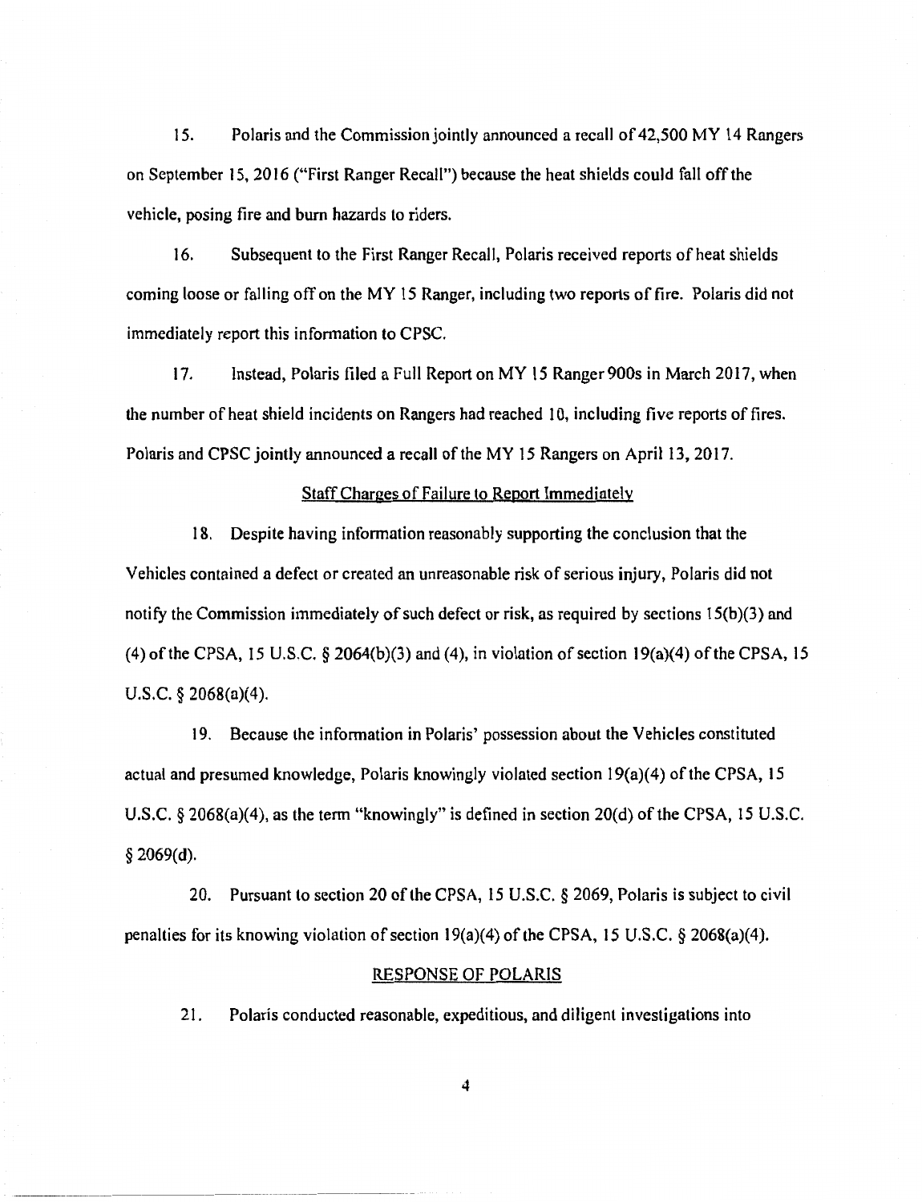15. Polaris and the Commission jointly announced a recall of 42,500 MY 14 Rangers on September 15, 2016 ("First Ranger Recall") because the heat shields could fall off the vehicle, posing fire and burn hazards to riders.

16. Subsequent to the First Ranger Recall, Polaris received reports of heat shields coming loose or falling off on the MY 15 Ranger, including two reports of fire. Polaris did not immediately report this information to CPSC.

17. Instead, Polaris filed a Full Report on MY 15 Ranger 900s in March 2017, when the number of heat shield incidents on Rangers had reached 10, including five reports of fires. Polaris and CPSC jointly announced a recall of the MY 15 Rangers on April 13, 2017.

## Staff Charges of Failure to Report Immediately

18. Despite having information reasonably supporting the conclusion that the Vehicles contained a defect or created an unreasonable risk of serious injury, Polaris did not notify the Commission immediately of such defect or risk, as required by sections 15(b)(3) and (4) of the CPSA, 15 U.S.C. § 2064(b)(3) and (4), in violation of section 19(a)(4) of the CPSA, 15 U.S.C. § 2068(a)(4).

19. Because the information in Polaris' possession about the Vehicles constituted actual and presumed knowledge, Polaris knowingly violated section 19(a)(4) of the CPSA, 15 U.S.C. § 2068(a)(4), as the term "knowingly" is defined in section 20(d) of the CPSA, 15 U.S.C. § 2069(d).

20. Pursuant to section 20 of the CPSA, 15 U.S.C. § 2069, Polaris is subject to civil penalties for its knowing violation of section 19(a)(4) of the CPSA, 15 U.S.C. § 2068(a)(4).

## RESPONSE OF POLARIS

21. Polaris conducted reasonable, expeditious, and diligent investigations into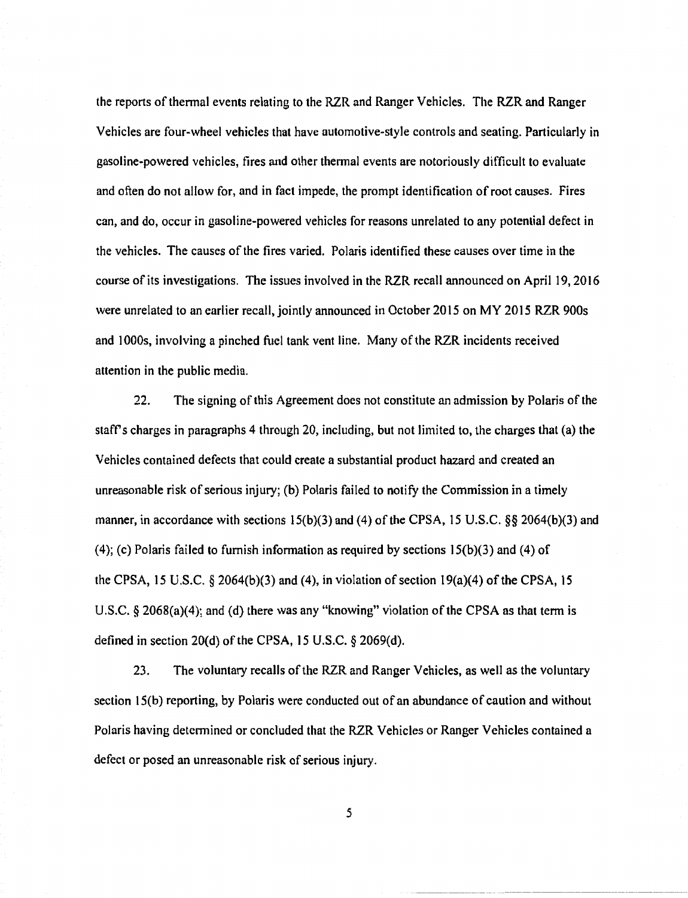the reports of thermal events relating to the RZR and Ranger Vehicles. The RZR and Ranger Vehicles are four-wheel vehicles that have automotive-style controls and seating. Particularly in gasoline-powered vehicles, fires and other thermal events are notoriously difficult to evaluate and often do not allow for, and in fact impede, the prompt identification of root causes. Fires can, and do, occur in gasoline-powered vehicles for reasons unrelated to any potential defect in the vehicles. The causes of the fires varied. Polaris identified these causes over time in the course of its investigations. The issues involved in the RZR recall announced on April 19, 2016 were unrelated to an earlier recall, jointly announced in October 2015 on MY 2015 RZR 900s and 1000s, involving a pinched fuel tank vent line. Many of the RZR incidents received attention in the public media.

22. The signing of this Agreement does not constitute an admission by Polaris of the staff's charges in paragraphs 4 through 20, including, but not limited to, the charges that (a) the Vehicles contained defects that could create a substantial product hazard and created an unreasonable risk of serious injury; (b) Polaris failed to notify the Commission in a timely manner, in accordance with sections 15(b)(3) and (4) of the CPSA, 15 U.S.C. §§ 2064(b)(3) and (4); (c) Polaris failed to furnish information as required by sections 15(b)(3) and (4) of the CPSA, 15 U.S.C. § 2064(b)(3) and (4), in violation of section 19(a)(4) of the CPSA, 15 U.S.C. § 2068(a)(4); and (d) there was any "knowing" violation of the CPSA as that term is defined in section 20(d) of the CPSA, 15 U.S.C. § 2069(d).

23. The voluntary recalls of the RZR and Ranger Vehicles, as well as the voluntary section 15(b) reporting, by Polaris were conducted out of an abundance of caution and without Polaris having determined or concluded that the RZR Vehicles or Ranger Vehicles contained a defect or posed an unreasonable risk of serious injury.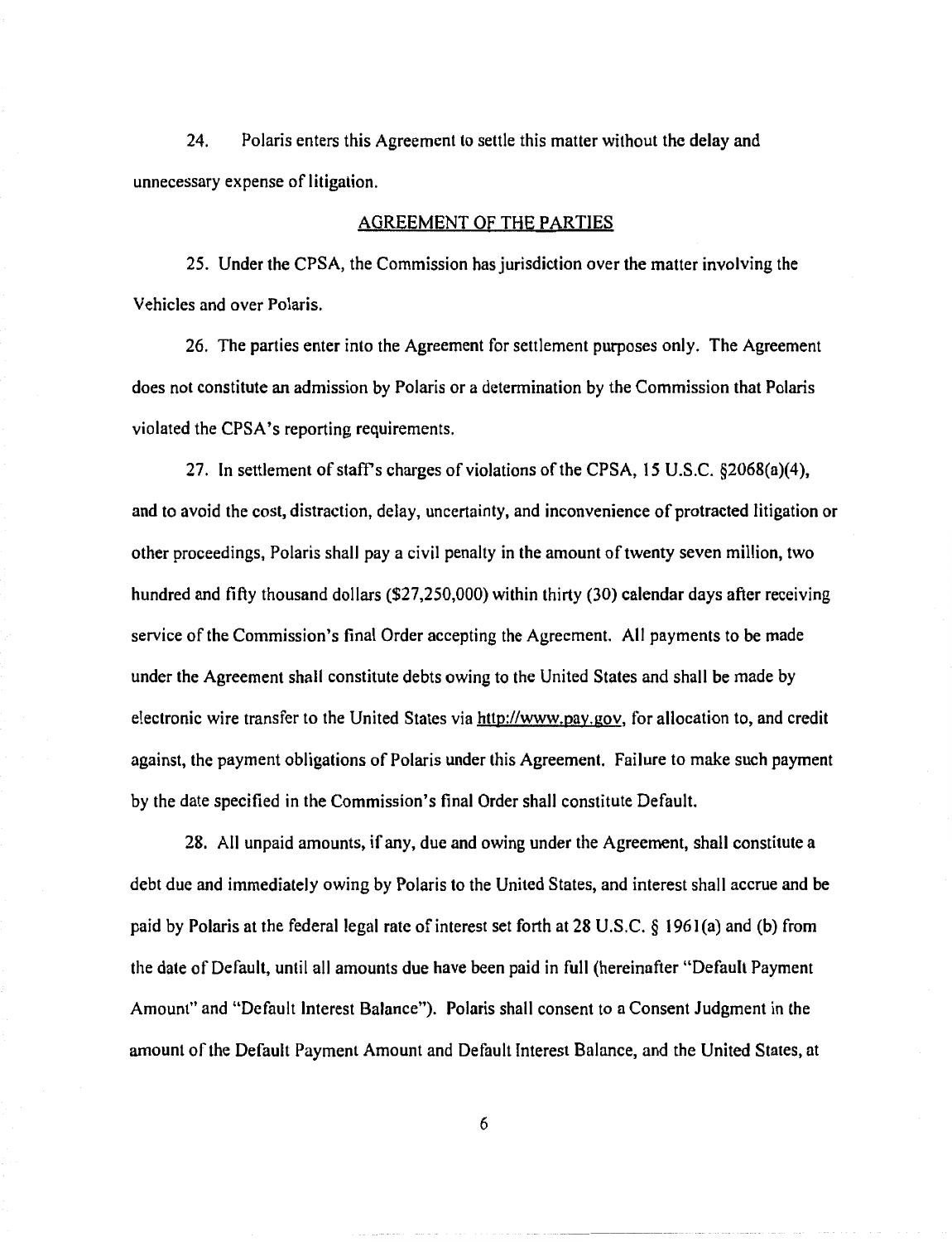24. Polaris enters this Agreement to settle this matter without the delay and unnecessary expense of litigation.

## AGREEMENT OF THE PARTIES

25. Under the CPSA, the Commission has jurisdiction over the matter involving the Vehicles and over Polaris.

26. The parties enter into the Agreement for settlement purposes only. The Agreement does not constitute an admission by Polaris or a determination by the Commission that Polaris violated the CPSA's reporting requirements.

27. In settlement of staff's charges of violations of the CPSA, 15 U.S.C. §2068(a)(4), and to avoid the cost, distraction, delay, uncertainty, and inconvenience of protracted litigation or other proceedings, Polaris shall pay a civil penalty in the amount of twenty seven million, two hundred and fifty thousand dollars ($27,250,000) within thirty (30) calendar days after receiving service of the Commission's final Order accepting the Agreement. All payments to be made under the Agreement shall constitute debts owing to the United States and shall be made by electronic wire transfer to the United States via http://www.pay.gov, for allocation to, and credit against, the payment obligations of Polaris under this Agreement. Failure to make such payment by the date specified in the Commission's final Order shall constitute Default.

28. All unpaid amounts, if any, due and owing under the Agreement, shall constitute a debt due and immediately owing by Polaris to the United States, and interest shall accrue and be paid by Polaris at the federal legal rate of interest set forth at 28 U.S.C. § 1961(a) and (b) from the date of Default, until all amounts due have been paid in full (hereinafter "Default Payment Amount" and "Default Interest Balance"). Polaris shall consent to a Consent Judgment in the amount of the Default Payment Amount and Default Interest Balance, and the United States, at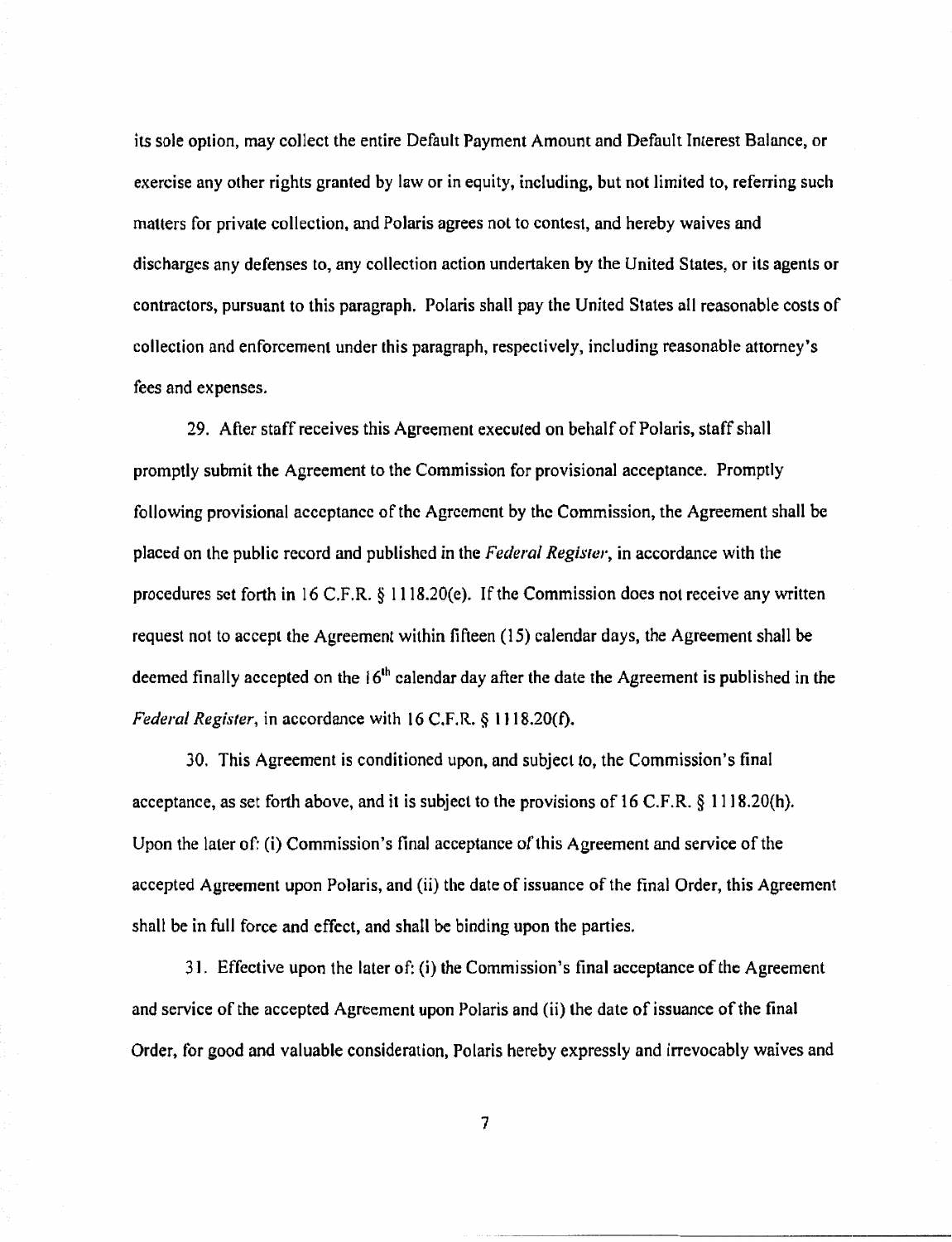its sole option, may collect the entire Default Payment Amount and Default Interest Balance, or exercise any other rights granted by law or in equity, including, but not limited to, referring such matters for private collection, and Polaris agrees not to contest, and hereby waives and discharges any defenses to, any collection action undertaken by the United States, or its agents or contractors, pursuant to this paragraph. Polaris shall pay the United States all reasonable costs of collection and enforcement under this paragraph, respectively, including reasonable attorney's fees and expenses.

29. After staff receives this Agreement executed on behalf of Polaris, staff shall promptly submit the Agreement to the Commission for provisional acceptance. Promptly following provisional acceptance of the Agreement by the Commission, the Agreement shall be placed on the public record and published in the *Federal Register*, in accordance with the procedures set forth in 16 C.F.R. § 1118.20(e). If the Commission does not receive any written request not to accept the Agreement within fifteen (15) calendar days, the Agreement shall be deemed finally accepted on the 16th calendar day after the date the Agreement is published in the *Federal Register*, in accordance with 16 C.F.R. § 1118.20(f).

30. This Agreement is conditioned upon, and subject to, the Commission's final acceptance, as set forth above, and it is subject to the provisions of 16 C.F.R. § 1118.20(h). Upon the later of: (i) Commission's final acceptance of this Agreement and service of the accepted Agreement upon Polaris, and (ii) the date of issuance of the final Order, this Agreement shall be in full force and effect, and shall be binding upon the parties.

31. Effective upon the later of: (i) the Commission's final acceptance of the Agreement and service of the accepted Agreement upon Polaris and (ii) the date of issuance of the final Order, for good and valuable consideration, Polaris hereby expressly and irrevocably waives and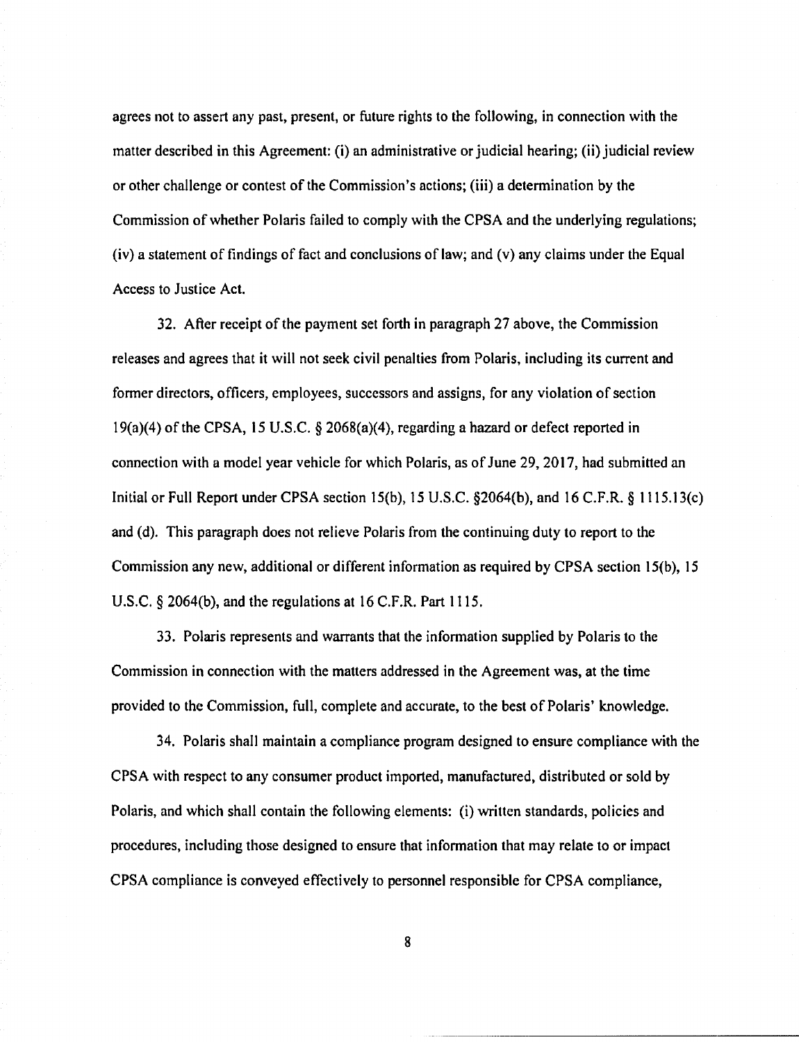agrees not to assert any past, present, or future rights to the following, in connection with the matter described in this Agreement: (i) an administrative or judicial hearing; (ii) judicial review or other challenge or contest of the Commission's actions; (iii) a determination by the Commission of whether Polaris failed to comply with the CPSA and the underlying regulations; (iv) a statement of findings of fact and conclusions of law; and (v) any claims under the Equal Access to Justice Act.

32. After receipt of the payment set forth in paragraph 27 above, the Commission releases and agrees that it will not seek civil penalties from Polaris, including its current and former directors, officers, employees, successors and assigns, for any violation of section 19(a)(4) of the CPSA, 15 U.S.C. § 2068(a)(4), regarding a hazard or defect reported in connection with a model year vehicle for which Polaris, as of June 29, 2017, had submitted an Initial or Full Report under CPSA section 15(b), 15 U.S.C. §2064(b), and 16 C.F.R. § 1115.13(c) and (d). This paragraph does not relieve Polaris from the continuing duty to report to the Commission any new, additional or different information as required by CPSA section 15(b), 15 U.S.C. § 2064(b), and the regulations at 16 C.F.R. Part 1115.

33. Polaris represents and warrants that the information supplied by Polaris to the Commission in connection with the matters addressed in the Agreement was, at the time provided to the Commission, full, complete and accurate, to the best of Polaris' knowledge.

34. Polaris shall maintain a compliance program designed to ensure compliance with the CPSA with respect to any consumer product imported, manufactured, distributed or sold by Polaris, and which shall contain the following elements: (i) written standards, policies and procedures, including those designed to ensure that information that may relate to or impact CPSA compliance is conveyed effectively to personnel responsible for CPSA compliance,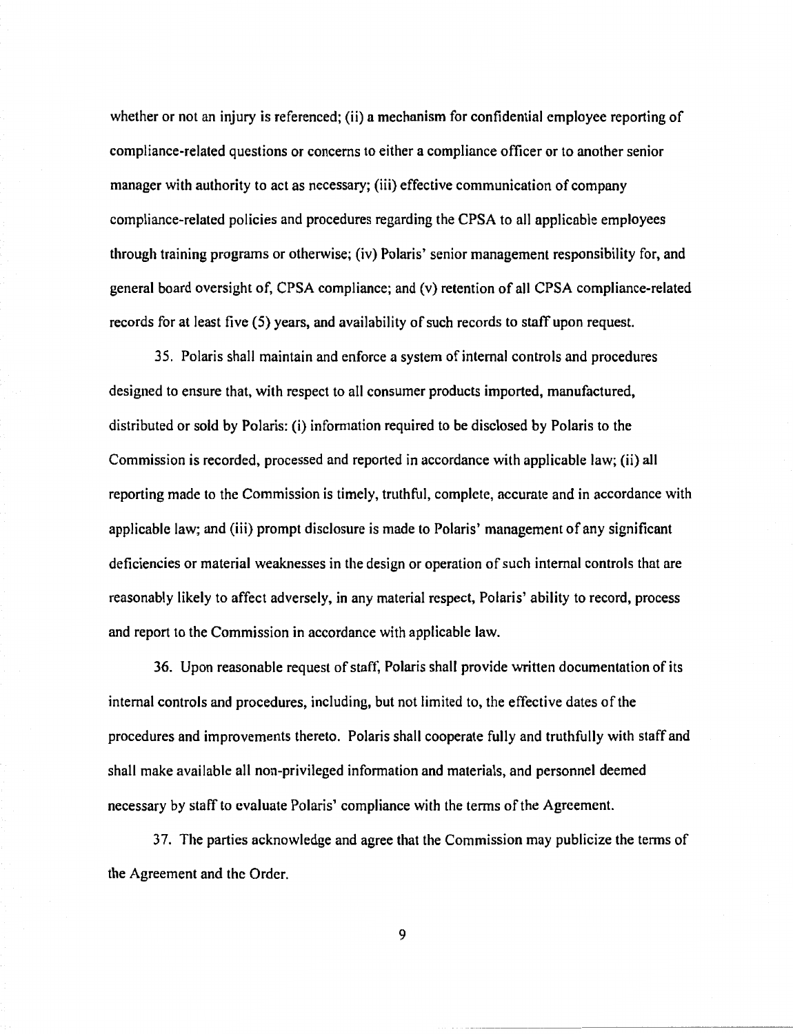whether or not an injury is referenced; (ii) a mechanism for confidential employee reporting of compliance-related questions or concerns to either a compliance officer or to another senior manager with authority to act as necessary; (iii) effective communication of company compliance-related policies and procedures regarding the CPSA to all applicable employees through training programs or otherwise; (iv) Polaris' senior management responsibility for, and general board oversight of, CPSA compliance; and (v) retention of all CPSA compliance-related records for at least five (5) years, and availability of such records to staff upon request.

35. Polaris shall maintain and enforce a system of internal controls and procedures designed to ensure that, with respect to all consumer products imported, manufactured, distributed or sold by Polaris: (i) information required to be disclosed by Polaris to the Commission is recorded, processed and reported in accordance with applicable law; (ii) all reporting made to the Commission is timely, truthful, complete, accurate and in accordance with applicable law; and (iii) prompt disclosure is made to Polaris' management of any significant deficiencies or material weaknesses in the design or operation of such internal controls that are reasonably likely to affect adversely, in any material respect, Polaris' ability to record, process and report to the Commission in accordance with applicable law.

36. Upon reasonable request of staff, Polaris shall provide written documentation of its internal controls and procedures, including, but not limited to, the effective dates of the procedures and improvements thereto. Polaris shall cooperate fully and truthfully with staff and shall make available all non-privileged information and materials, and personnel deemed necessary by staff to evaluate Polaris' compliance with the terms of the Agreement.

37. The parties acknowledge and agree that the Commission may publicize the terms of the Agreement and the Order.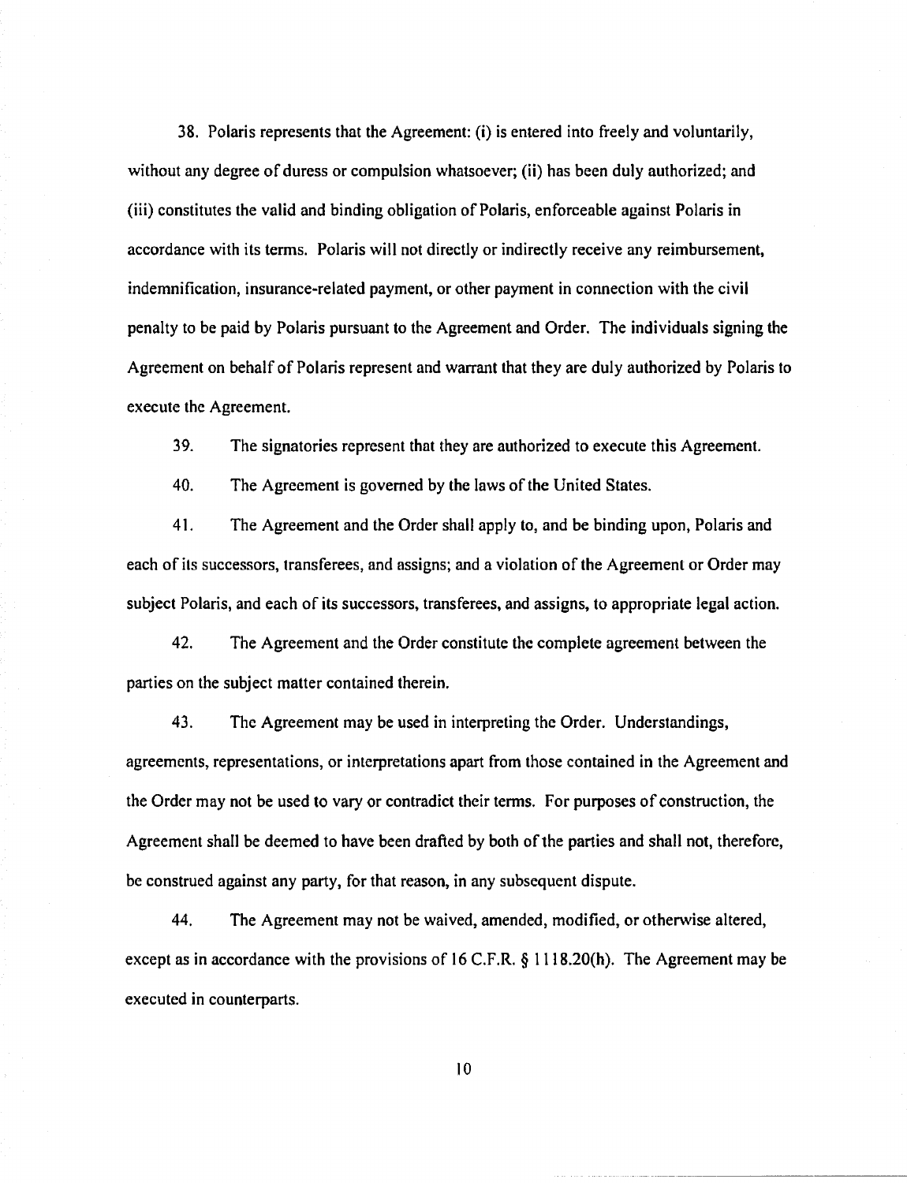38. Polaris represents that the Agreement: (i) is entered into freely and voluntarily, without any degree of duress or compulsion whatsoever; (ii) has been duly authorized; and (iii) constitutes the valid and binding obligation of Polaris, enforceable against Polaris in accordance with its terms. Polaris will not directly or indirectly receive any reimbursement, indemnification, insurance-related payment, or other payment in connection with the civil penalty to be paid by Polaris pursuant to the Agreement and Order. The individuals signing the Agreement on behalf of Polaris represent and warrant that they are duly authorized by Polaris to execute the Agreement.

39. The signatories represent that they are authorized to execute this Agreement.

40. The Agreement is governed by the laws of the United States.

41. The Agreement and the Order shall apply to, and be binding upon, Polaris and each of its successors, transferees, and assigns; and a violation of the Agreement or Order may subject Polaris, and each of its successors, transferees, and assigns, to appropriate legal action.

42. The Agreement and the Order constitute the complete agreement between the parties on the subject matter contained therein.

43. The Agreement may be used in interpreting the Order. Understandings, agreements, representations, or interpretations apart from those contained in the Agreement and the Order may not be used to vary or contradict their terms. For purposes of construction, the Agreement shall be deemed to have been drafted by both of the parties and shall not, therefore, be construed against any party, for that reason, in any subsequent dispute.

44. The Agreement may not be waived, amended, modified, or otherwise altered, except as in accordance with the provisions of 16 C.F.R. § 1118.20(h). The Agreement may be executed in counterparts.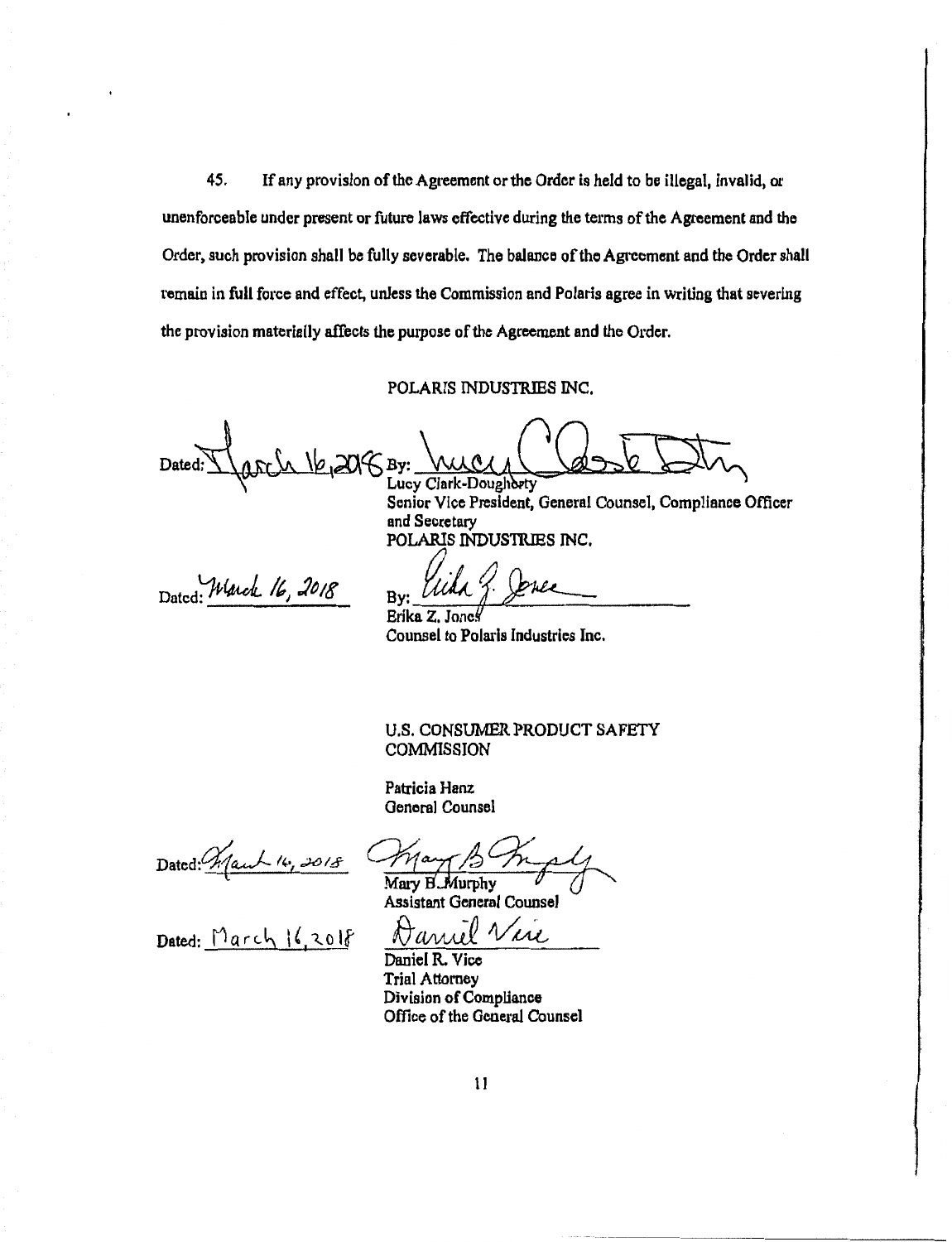45. If any provision of the Agreement or the Order is held to be illegal, invalid, or unenforceable under present or future laws effective during the terms of the Agreement and the Order, such provision shall be fully severable. The balance of the Agreement and the Order shall remain in full force and effect, unless the Commission and Polaris agree in writing that severing the provision materially affects the purpose of the Agreement and the Order.

POLARIS INDUSTRIES INC.

Dated: March 16, 2018 By: Lucy Clark-Dougherty

Lucy Clark-Dougherty
Senior Vice President, General Counsel, Compliance Officer and Secretary
POLARIS INDUSTRIES INC.

Dated: March 16, 2018 By: Erika Z. Jones

Erika Z. Jones
Counsel to Polaris Industries Inc.

U.S. CONSUMER PRODUCT SAFETY COMMISSION

Patricia Hanz
General Counsel

Dated: March 16, 2018 Mary B. Murphy

Mary B. Murphy
Assistant General Counsel

Dated: March 16, 2018 Daniel Vice

Daniel R. Vice
Trial Attorney
Division of Compliance
Office of the General Counsel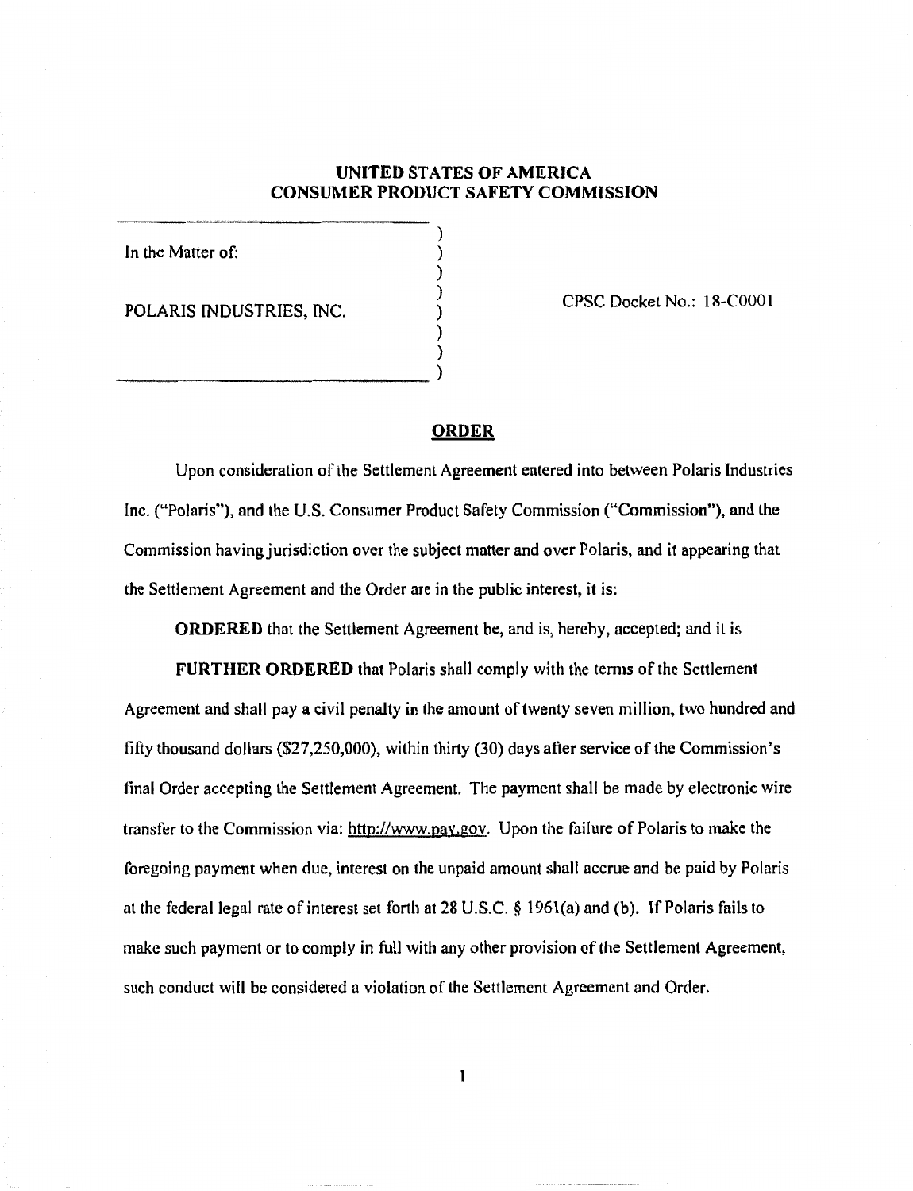**UNITED STATES OF AMERICA**
**CONSUMER PRODUCT SAFETY COMMISSION**

In the Matter of:

POLARIS INDUSTRIES, INC.

CPSC Docket No.: 18-C0001

## ORDER

Upon consideration of the Settlement Agreement entered into between Polaris Industries Inc. ("Polaris"), and the U.S. Consumer Product Safety Commission ("Commission"), and the Commission having jurisdiction over the subject matter and over Polaris, and it appearing that the Settlement Agreement and the Order are in the public interest, it is:

**ORDERED** that the Settlement Agreement be, and is, hereby, accepted; and it is

**FURTHER ORDERED** that Polaris shall comply with the terms of the Settlement Agreement and shall pay a civil penalty in the amount of twenty seven million, two hundred and fifty thousand dollars ($27,250,000), within thirty (30) days after service of the Commission's final Order accepting the Settlement Agreement. The payment shall be made by electronic wire transfer to the Commission via: http://www.pay.gov. Upon the failure of Polaris to make the foregoing payment when due, interest on the unpaid amount shall accrue and be paid by Polaris at the federal legal rate of interest set forth at 28 U.S.C. § 1961(a) and (b). If Polaris fails to make such payment or to comply in full with any other provision of the Settlement Agreement, such conduct will be considered a violation of the Settlement Agreement and Order.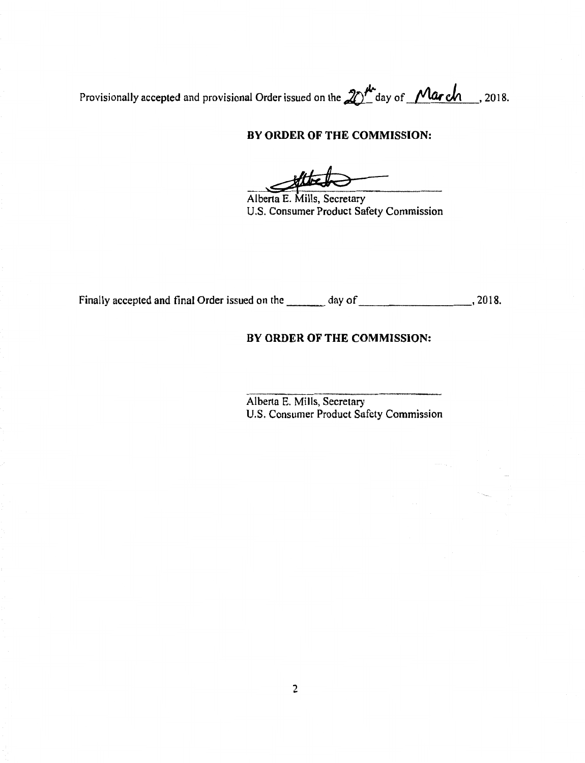Provisionally accepted and provisional Order issued on the 20th day of March, 2018.

**BY ORDER OF THE COMMISSION:**

Alberta E. Mills, Secretary
U.S. Consumer Product Safety Commission

Finally accepted and final Order issued on the _______ day of ____________________, 2018.

**BY ORDER OF THE COMMISSION:**

Alberta E. Mills, Secretary
U.S. Consumer Product Safety Commission